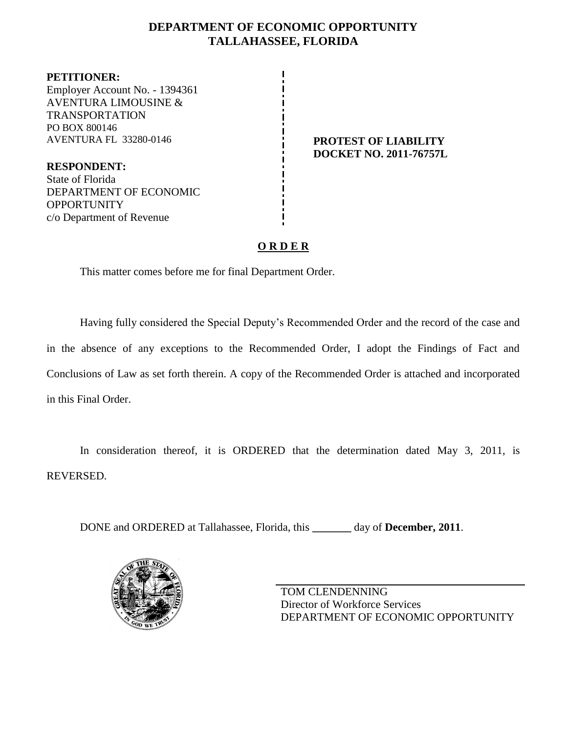# DEPARTMENT OF ECONOMIC OPPORTUNITY
# TALLAHASSEE, FLORIDA

**PETITIONER:**
Employer Account No. - 1394361
AVENTURA LIMOUSINE & TRANSPORTATION
PO BOX 800146
AVENTURA FL 33280-0146

**RESPONDENT:**
State of Florida
DEPARTMENT OF ECONOMIC OPPORTUNITY
c/o Department of Revenue

**PROTEST OF LIABILITY**
**DOCKET NO. 2011-76757L**

## O R D E R

This matter comes before me for final Department Order.

Having fully considered the Special Deputy's Recommended Order and the record of the case and in the absence of any exceptions to the Recommended Order, I adopt the Findings of Fact and Conclusions of Law as set forth therein. A copy of the Recommended Order is attached and incorporated in this Final Order.

In consideration thereof, it is ORDERED that the determination dated May 3, 2011, is REVERSED.

DONE and ORDERED at Tallahassee, Florida, this _______ day of **December, 2011**.

TOM CLENDENNING
Director of Workforce Services
DEPARTMENT OF ECONOMIC OPPORTUNITY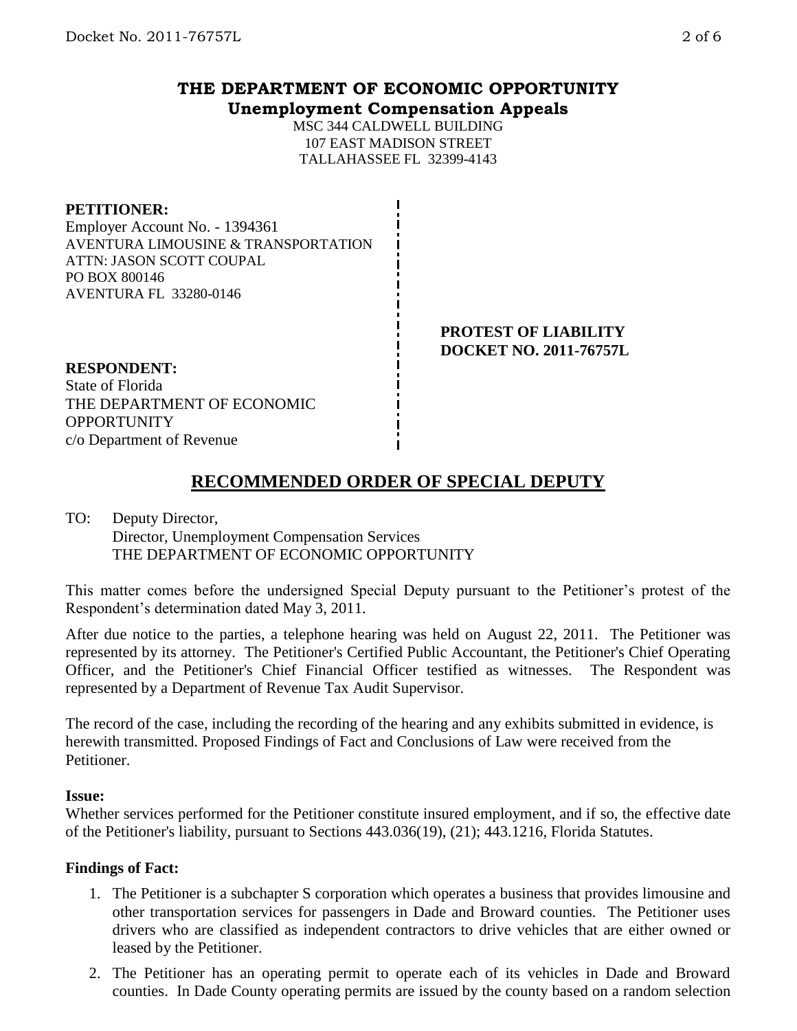# THE DEPARTMENT OF ECONOMIC OPPORTUNITY
## Unemployment Compensation Appeals

MSC 344 CALDWELL BUILDING
107 EAST MADISON STREET
TALLAHASSEE FL 32399-4143

**PETITIONER:**
Employer Account No. - 1394361
AVENTURA LIMOUSINE & TRANSPORTATION
ATTN: JASON SCOTT COUPAL
PO BOX 800146
AVENTURA FL 33280-0146

**PROTEST OF LIABILITY**
**DOCKET NO. 2011-76757L**

**RESPONDENT:**
State of Florida
THE DEPARTMENT OF ECONOMIC OPPORTUNITY
c/o Department of Revenue

## RECOMMENDED ORDER OF SPECIAL DEPUTY

TO: Deputy Director,
Director, Unemployment Compensation Services
THE DEPARTMENT OF ECONOMIC OPPORTUNITY

This matter comes before the undersigned Special Deputy pursuant to the Petitioner's protest of the Respondent's determination dated May 3, 2011.

After due notice to the parties, a telephone hearing was held on August 22, 2011. The Petitioner was represented by its attorney. The Petitioner's Certified Public Accountant, the Petitioner's Chief Operating Officer, and the Petitioner's Chief Financial Officer testified as witnesses. The Respondent was represented by a Department of Revenue Tax Audit Supervisor.

The record of the case, including the recording of the hearing and any exhibits submitted in evidence, is herewith transmitted. Proposed Findings of Fact and Conclusions of Law were received from the Petitioner.

**Issue:**
Whether services performed for the Petitioner constitute insured employment, and if so, the effective date of the Petitioner's liability, pursuant to Sections 443.036(19), (21); 443.1216, Florida Statutes.

**Findings of Fact:**

1. The Petitioner is a subchapter S corporation which operates a business that provides limousine and other transportation services for passengers in Dade and Broward counties. The Petitioner uses drivers who are classified as independent contractors to drive vehicles that are either owned or leased by the Petitioner.
2. The Petitioner has an operating permit to operate each of its vehicles in Dade and Broward counties. In Dade County operating permits are issued by the county based on a random selection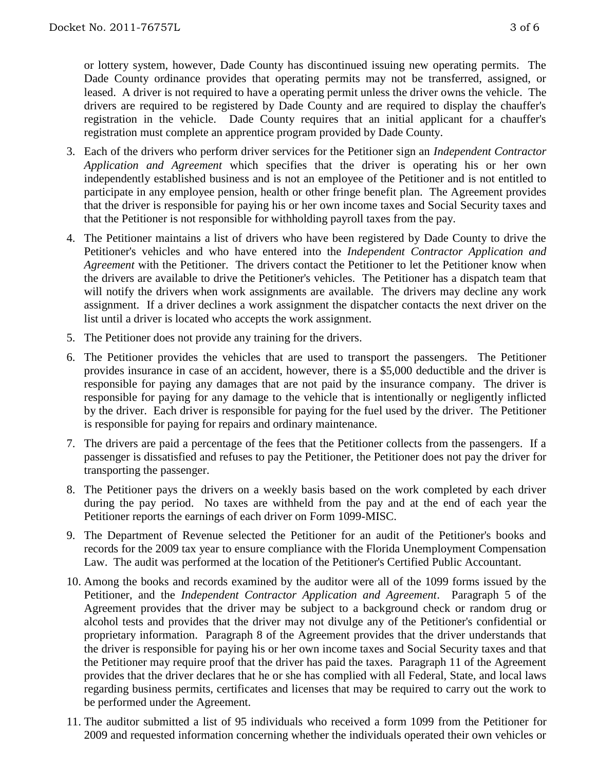or lottery system, however, Dade County has discontinued issuing new operating permits. The Dade County ordinance provides that operating permits may not be transferred, assigned, or leased. A driver is not required to have a operating permit unless the driver owns the vehicle. The drivers are required to be registered by Dade County and are required to display the chauffer's registration in the vehicle. Dade County requires that an initial applicant for a chauffer's registration must complete an apprentice program provided by Dade County.

3. Each of the drivers who perform driver services for the Petitioner sign an *Independent Contractor Application and Agreement* which specifies that the driver is operating his or her own independently established business and is not an employee of the Petitioner and is not entitled to participate in any employee pension, health or other fringe benefit plan. The Agreement provides that the driver is responsible for paying his or her own income taxes and Social Security taxes and that the Petitioner is not responsible for withholding payroll taxes from the pay.

4. The Petitioner maintains a list of drivers who have been registered by Dade County to drive the Petitioner's vehicles and who have entered into the *Independent Contractor Application and Agreement* with the Petitioner. The drivers contact the Petitioner to let the Petitioner know when the drivers are available to drive the Petitioner's vehicles. The Petitioner has a dispatch team that will notify the drivers when work assignments are available. The drivers may decline any work assignment. If a driver declines a work assignment the dispatcher contacts the next driver on the list until a driver is located who accepts the work assignment.

5. The Petitioner does not provide any training for the drivers.

6. The Petitioner provides the vehicles that are used to transport the passengers. The Petitioner provides insurance in case of an accident, however, there is a $5,000 deductible and the driver is responsible for paying any damages that are not paid by the insurance company. The driver is responsible for paying for any damage to the vehicle that is intentionally or negligently inflicted by the driver. Each driver is responsible for paying for the fuel used by the driver. The Petitioner is responsible for paying for repairs and ordinary maintenance.

7. The drivers are paid a percentage of the fees that the Petitioner collects from the passengers. If a passenger is dissatisfied and refuses to pay the Petitioner, the Petitioner does not pay the driver for transporting the passenger.

8. The Petitioner pays the drivers on a weekly basis based on the work completed by each driver during the pay period. No taxes are withheld from the pay and at the end of each year the Petitioner reports the earnings of each driver on Form 1099-MISC.

9. The Department of Revenue selected the Petitioner for an audit of the Petitioner's books and records for the 2009 tax year to ensure compliance with the Florida Unemployment Compensation Law. The audit was performed at the location of the Petitioner's Certified Public Accountant.

10. Among the books and records examined by the auditor were all of the 1099 forms issued by the Petitioner, and the *Independent Contractor Application and Agreement*. Paragraph 5 of the Agreement provides that the driver may be subject to a background check or random drug or alcohol tests and provides that the driver may not divulge any of the Petitioner's confidential or proprietary information. Paragraph 8 of the Agreement provides that the driver understands that the driver is responsible for paying his or her own income taxes and Social Security taxes and that the Petitioner may require proof that the driver has paid the taxes. Paragraph 11 of the Agreement provides that the driver declares that he or she has complied with all Federal, State, and local laws regarding business permits, certificates and licenses that may be required to carry out the work to be performed under the Agreement.

11. The auditor submitted a list of 95 individuals who received a form 1099 from the Petitioner for 2009 and requested information concerning whether the individuals operated their own vehicles or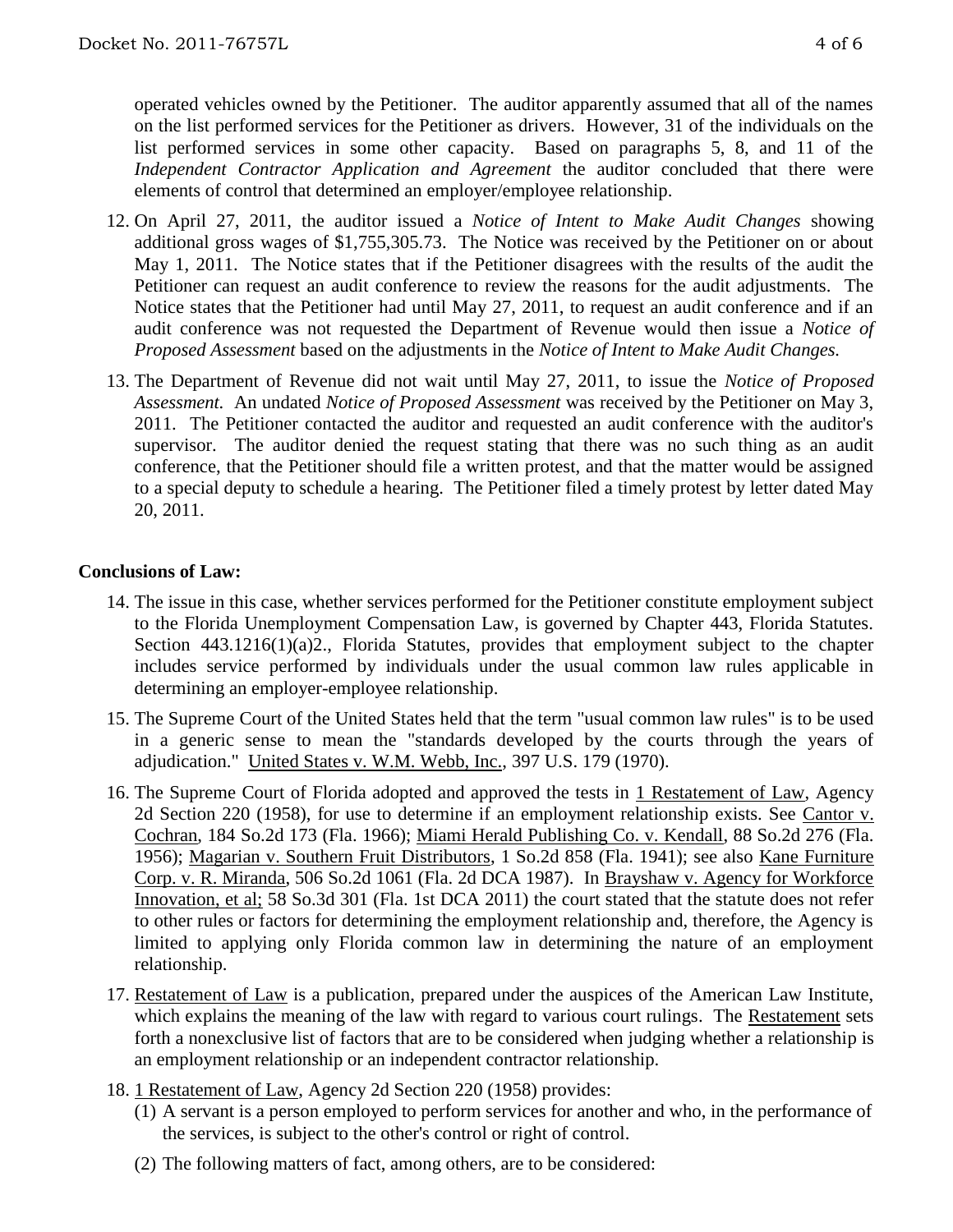operated vehicles owned by the Petitioner. The auditor apparently assumed that all of the names on the list performed services for the Petitioner as drivers. However, 31 of the individuals on the list performed services in some other capacity. Based on paragraphs 5, 8, and 11 of the *Independent Contractor Application and Agreement* the auditor concluded that there were elements of control that determined an employer/employee relationship.

12. On April 27, 2011, the auditor issued a *Notice of Intent to Make Audit Changes* showing additional gross wages of $1,755,305.73. The Notice was received by the Petitioner on or about May 1, 2011. The Notice states that if the Petitioner disagrees with the results of the audit the Petitioner can request an audit conference to review the reasons for the audit adjustments. The Notice states that the Petitioner had until May 27, 2011, to request an audit conference and if an audit conference was not requested the Department of Revenue would then issue a *Notice of Proposed Assessment* based on the adjustments in the *Notice of Intent to Make Audit Changes.*

13. The Department of Revenue did not wait until May 27, 2011, to issue the *Notice of Proposed Assessment.* An undated *Notice of Proposed Assessment* was received by the Petitioner on May 3, 2011. The Petitioner contacted the auditor and requested an audit conference with the auditor's supervisor. The auditor denied the request stating that there was no such thing as an audit conference, that the Petitioner should file a written protest, and that the matter would be assigned to a special deputy to schedule a hearing. The Petitioner filed a timely protest by letter dated May 20, 2011.

**Conclusions of Law:**

14. The issue in this case, whether services performed for the Petitioner constitute employment subject to the Florida Unemployment Compensation Law, is governed by Chapter 443, Florida Statutes. Section 443.1216(1)(a)2., Florida Statutes, provides that employment subject to the chapter includes service performed by individuals under the usual common law rules applicable in determining an employer-employee relationship.

15. The Supreme Court of the United States held that the term "usual common law rules" is to be used in a generic sense to mean the "standards developed by the courts through the years of adjudication." United States v. W.M. Webb, Inc., 397 U.S. 179 (1970).

16. The Supreme Court of Florida adopted and approved the tests in 1 Restatement of Law, Agency 2d Section 220 (1958), for use to determine if an employment relationship exists. See Cantor v. Cochran, 184 So.2d 173 (Fla. 1966); Miami Herald Publishing Co. v. Kendall, 88 So.2d 276 (Fla. 1956); Magarian v. Southern Fruit Distributors, 1 So.2d 858 (Fla. 1941); see also Kane Furniture Corp. v. R. Miranda, 506 So.2d 1061 (Fla. 2d DCA 1987). In Brayshaw v. Agency for Workforce Innovation, et al; 58 So.3d 301 (Fla. 1st DCA 2011) the court stated that the statute does not refer to other rules or factors for determining the employment relationship and, therefore, the Agency is limited to applying only Florida common law in determining the nature of an employment relationship.

17. Restatement of Law is a publication, prepared under the auspices of the American Law Institute, which explains the meaning of the law with regard to various court rulings. The Restatement sets forth a nonexclusive list of factors that are to be considered when judging whether a relationship is an employment relationship or an independent contractor relationship.

18. 1 Restatement of Law, Agency 2d Section 220 (1958) provides:
    (1) A servant is a person employed to perform services for another and who, in the performance of the services, is subject to the other's control or right of control.
    (2) The following matters of fact, among others, are to be considered: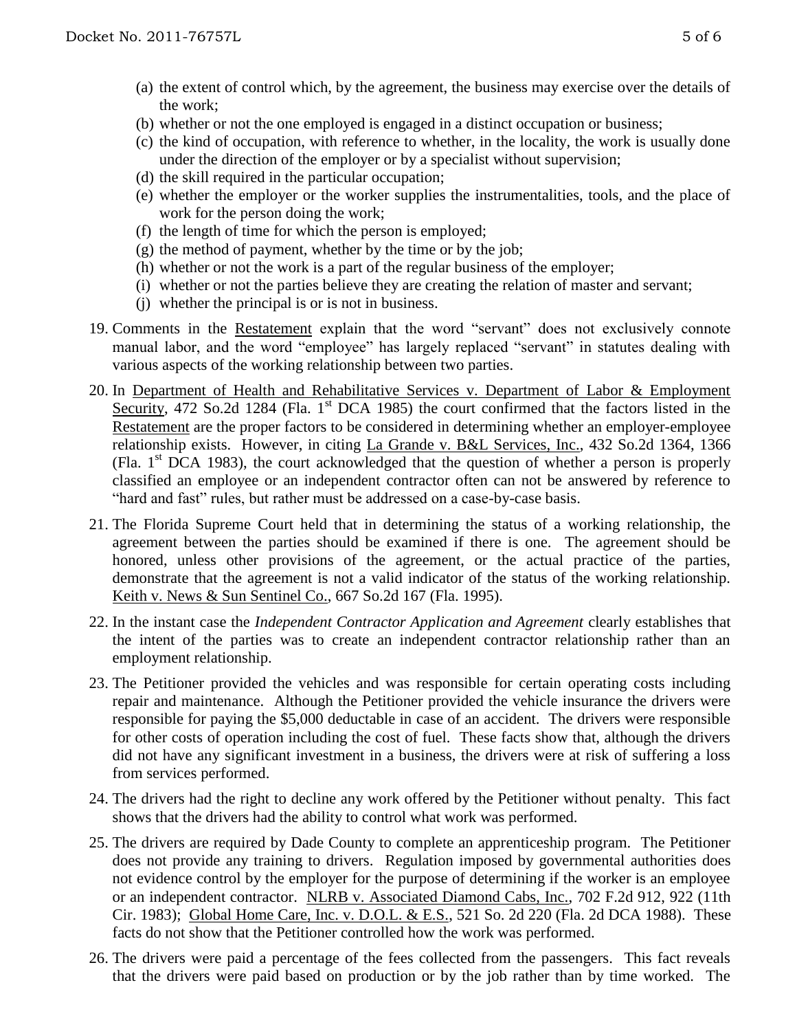- (a) the extent of control which, by the agreement, the business may exercise over the details of the work;
- (b) whether or not the one employed is engaged in a distinct occupation or business;
- (c) the kind of occupation, with reference to whether, in the locality, the work is usually done under the direction of the employer or by a specialist without supervision;
- (d) the skill required in the particular occupation;
- (e) whether the employer or the worker supplies the instrumentalities, tools, and the place of work for the person doing the work;
- (f) the length of time for which the person is employed;
- (g) the method of payment, whether by the time or by the job;
- (h) whether or not the work is a part of the regular business of the employer;
- (i) whether or not the parties believe they are creating the relation of master and servant;
- (j) whether the principal is or is not in business.

19. Comments in the Restatement explain that the word "servant" does not exclusively connote manual labor, and the word "employee" has largely replaced "servant" in statutes dealing with various aspects of the working relationship between two parties.

20. In Department of Health and Rehabilitative Services v. Department of Labor & Employment Security, 472 So.2d 1284 (Fla. 1st DCA 1985) the court confirmed that the factors listed in the Restatement are the proper factors to be considered in determining whether an employer-employee relationship exists. However, in citing La Grande v. B&L Services, Inc., 432 So.2d 1364, 1366 (Fla. 1st DCA 1983), the court acknowledged that the question of whether a person is properly classified an employee or an independent contractor often can not be answered by reference to "hard and fast" rules, but rather must be addressed on a case-by-case basis.

21. The Florida Supreme Court held that in determining the status of a working relationship, the agreement between the parties should be examined if there is one. The agreement should be honored, unless other provisions of the agreement, or the actual practice of the parties, demonstrate that the agreement is not a valid indicator of the status of the working relationship. Keith v. News & Sun Sentinel Co., 667 So.2d 167 (Fla. 1995).

22. In the instant case the *Independent Contractor Application and Agreement* clearly establishes that the intent of the parties was to create an independent contractor relationship rather than an employment relationship.

23. The Petitioner provided the vehicles and was responsible for certain operating costs including repair and maintenance. Although the Petitioner provided the vehicle insurance the drivers were responsible for paying the $5,000 deductable in case of an accident. The drivers were responsible for other costs of operation including the cost of fuel. These facts show that, although the drivers did not have any significant investment in a business, the drivers were at risk of suffering a loss from services performed.

24. The drivers had the right to decline any work offered by the Petitioner without penalty. This fact shows that the drivers had the ability to control what work was performed.

25. The drivers are required by Dade County to complete an apprenticeship program. The Petitioner does not provide any training to drivers. Regulation imposed by governmental authorities does not evidence control by the employer for the purpose of determining if the worker is an employee or an independent contractor. NLRB v. Associated Diamond Cabs, Inc., 702 F.2d 912, 922 (11th Cir. 1983); Global Home Care, Inc. v. D.O.L. & E.S., 521 So. 2d 220 (Fla. 2d DCA 1988). These facts do not show that the Petitioner controlled how the work was performed.

26. The drivers were paid a percentage of the fees collected from the passengers. This fact reveals that the drivers were paid based on production or by the job rather than by time worked. The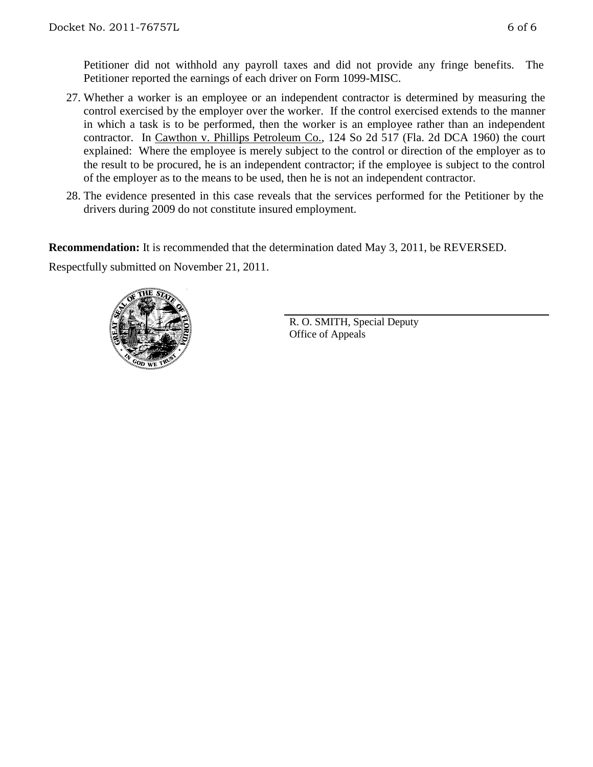Petitioner did not withhold any payroll taxes and did not provide any fringe benefits. The Petitioner reported the earnings of each driver on Form 1099-MISC.

27. Whether a worker is an employee or an independent contractor is determined by measuring the control exercised by the employer over the worker. If the control exercised extends to the manner in which a task is to be performed, then the worker is an employee rather than an independent contractor. In Cawthon v. Phillips Petroleum Co., 124 So 2d 517 (Fla. 2d DCA 1960) the court explained: Where the employee is merely subject to the control or direction of the employer as to the result to be procured, he is an independent contractor; if the employee is subject to the control of the employer as to the means to be used, then he is not an independent contractor.
28. The evidence presented in this case reveals that the services performed for the Petitioner by the drivers during 2009 do not constitute insured employment.

**Recommendation:** It is recommended that the determination dated May 3, 2011, be REVERSED.

Respectfully submitted on November 21, 2011.

R. O. SMITH, Special Deputy
Office of Appeals